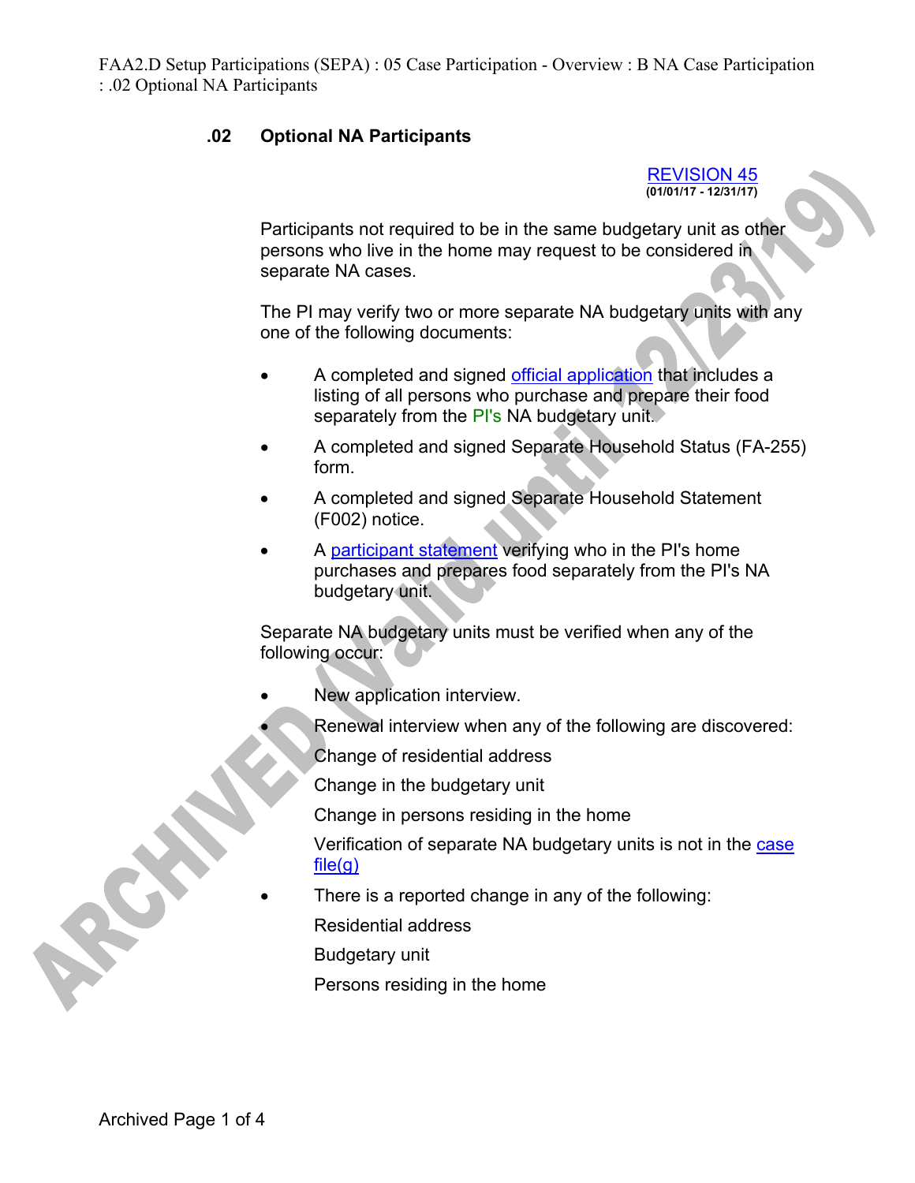## .02 Optional NA Participants

REVISION 45
(01/01/17 - 12/31/17)

Participants not required to be in the same budgetary unit as other persons who live in the home may request to be considered in separate NA cases.

The PI may verify two or more separate NA budgetary units with any one of the following documents:

- A completed and signed official application that includes a listing of all persons who purchase and prepare their food separately from the PI's NA budgetary unit.
- A completed and signed Separate Household Status (FA-255) form.
- A completed and signed Separate Household Statement (F002) notice.
- A participant statement verifying who in the PI's home purchases and prepares food separately from the PI's NA budgetary unit.

Separate NA budgetary units must be verified when any of the following occur:

- New application interview.
- Renewal interview when any of the following are discovered:
  - Change of residential address
  - Change in the budgetary unit
  - Change in persons residing in the home
  - Verification of separate NA budgetary units is not in the case file(g)
- There is a reported change in any of the following:
  - Residential address
  - Budgetary unit
  - Persons residing in the home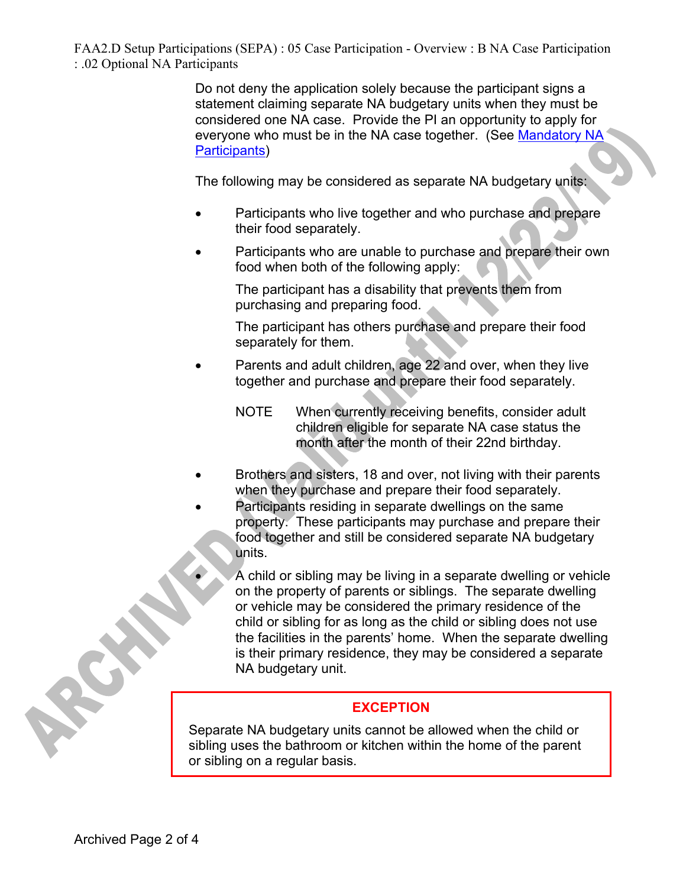Do not deny the application solely because the participant signs a statement claiming separate NA budgetary units when they must be considered one NA case. Provide the PI an opportunity to apply for everyone who must be in the NA case together. (See [Mandatory NA Participants](#))

The following may be considered as separate NA budgetary units:

- Participants who live together and who purchase and prepare their food separately.
- Participants who are unable to purchase and prepare their own food when both of the following apply:

  The participant has a disability that prevents them from purchasing and preparing food.

  The participant has others purchase and prepare their food separately for them.
- Parents and adult children, age 22 and over, when they live together and purchase and prepare their food separately.

  NOTE When currently receiving benefits, consider adult children eligible for separate NA case status the month after the month of their 22nd birthday.
- Brothers and sisters, 18 and over, not living with their parents when they purchase and prepare their food separately.
- Participants residing in separate dwellings on the same property. These participants may purchase and prepare their food together and still be considered separate NA budgetary units.
- A child or sibling may be living in a separate dwelling or vehicle on the property of parents or siblings. The separate dwelling or vehicle may be considered the primary residence of the child or sibling for as long as the child or sibling does not use the facilities in the parents' home. When the separate dwelling is their primary residence, they may be considered a separate NA budgetary unit.

**EXCEPTION**

Separate NA budgetary units cannot be allowed when the child or sibling uses the bathroom or kitchen within the home of the parent or sibling on a regular basis.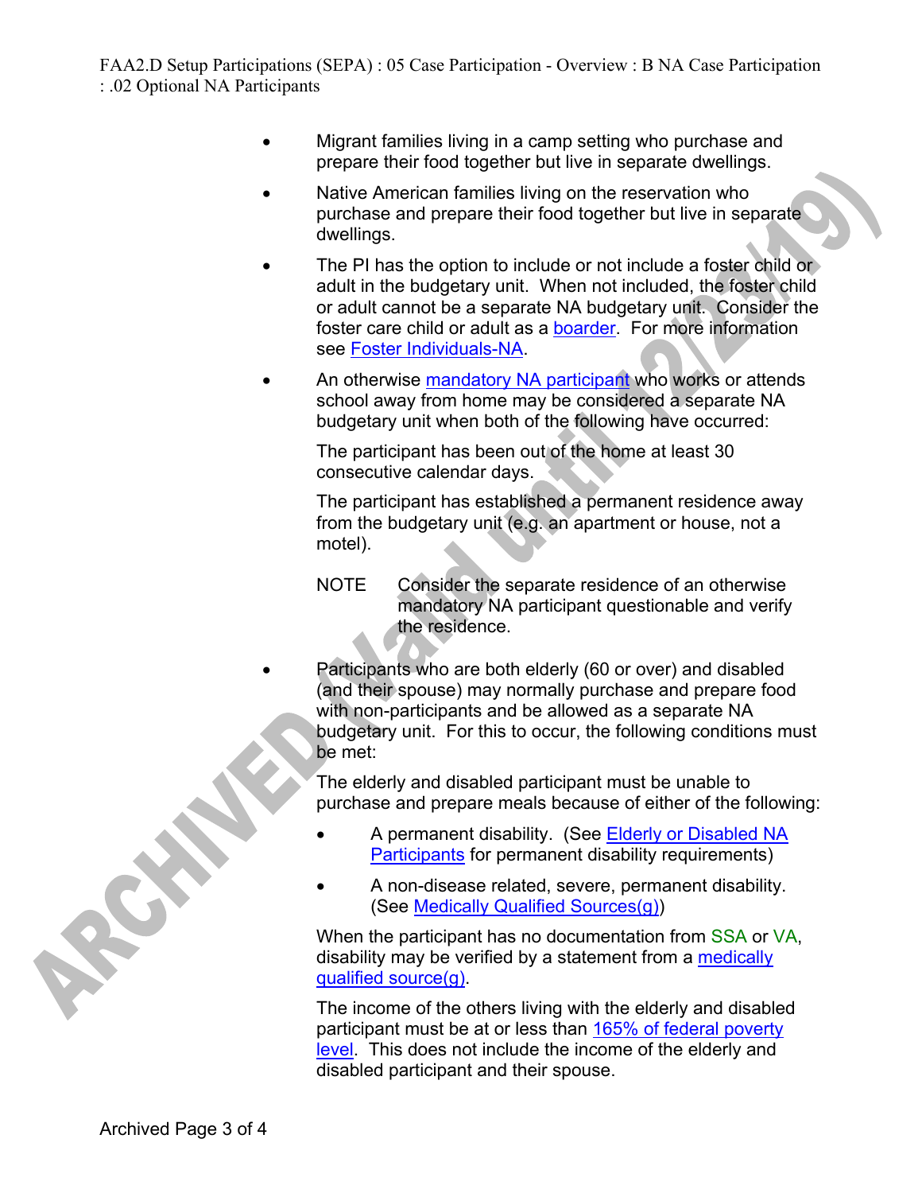- Migrant families living in a camp setting who purchase and prepare their food together but live in separate dwellings.

- Native American families living on the reservation who purchase and prepare their food together but live in separate dwellings.

- The PI has the option to include or not include a foster child or adult in the budgetary unit. When not included, the foster child or adult cannot be a separate NA budgetary unit. Consider the foster care child or adult as a boarder. For more information see Foster Individuals-NA.

- An otherwise mandatory NA participant who works or attends school away from home may be considered a separate NA budgetary unit when both of the following have occurred:

  The participant has been out of the home at least 30 consecutive calendar days.

  The participant has established a permanent residence away from the budgetary unit (e.g. an apartment or house, not a motel).

  NOTE Consider the separate residence of an otherwise mandatory NA participant questionable and verify the residence.

- Participants who are both elderly (60 or over) and disabled (and their spouse) may normally purchase and prepare food with non-participants and be allowed as a separate NA budgetary unit. For this to occur, the following conditions must be met:

  The elderly and disabled participant must be unable to purchase and prepare meals because of either of the following:

  - A permanent disability. (See Elderly or Disabled NA Participants for permanent disability requirements)

  - A non-disease related, severe, permanent disability. (See Medically Qualified Sources(g))

  When the participant has no documentation from SSA or VA, disability may be verified by a statement from a medically qualified source(g).

  The income of the others living with the elderly and disabled participant must be at or less than 165% of federal poverty level. This does not include the income of the elderly and disabled participant and their spouse.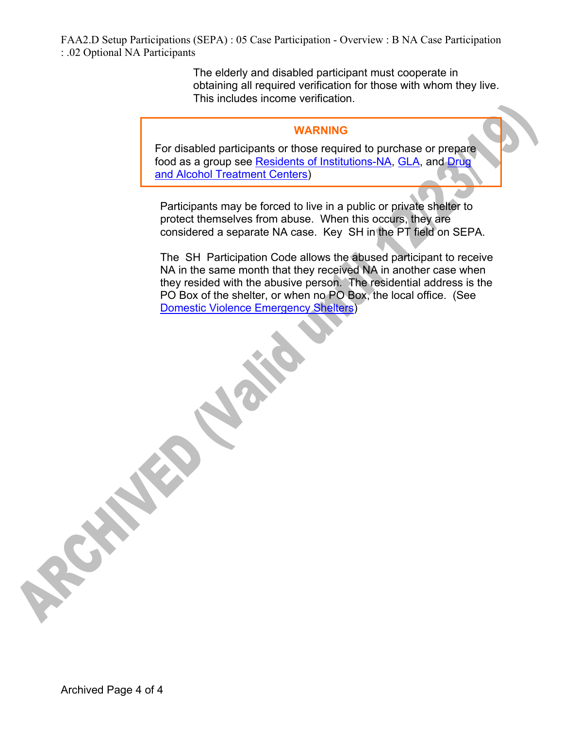The elderly and disabled participant must cooperate in obtaining all required verification for those with whom they live. This includes income verification.

> **WARNING**
>
> For disabled participants or those required to purchase or prepare food as a group see Residents of Institutions-NA, GLA, and Drug and Alcohol Treatment Centers)

Participants may be forced to live in a public or private shelter to protect themselves from abuse. When this occurs, they are considered a separate NA case. Key SH in the PT field on SEPA.

The SH Participation Code allows the abused participant to receive NA in the same month that they received NA in another case when they resided with the abusive person. The residential address is the PO Box of the shelter, or when no PO Box, the local office. (See Domestic Violence Emergency Shelters)